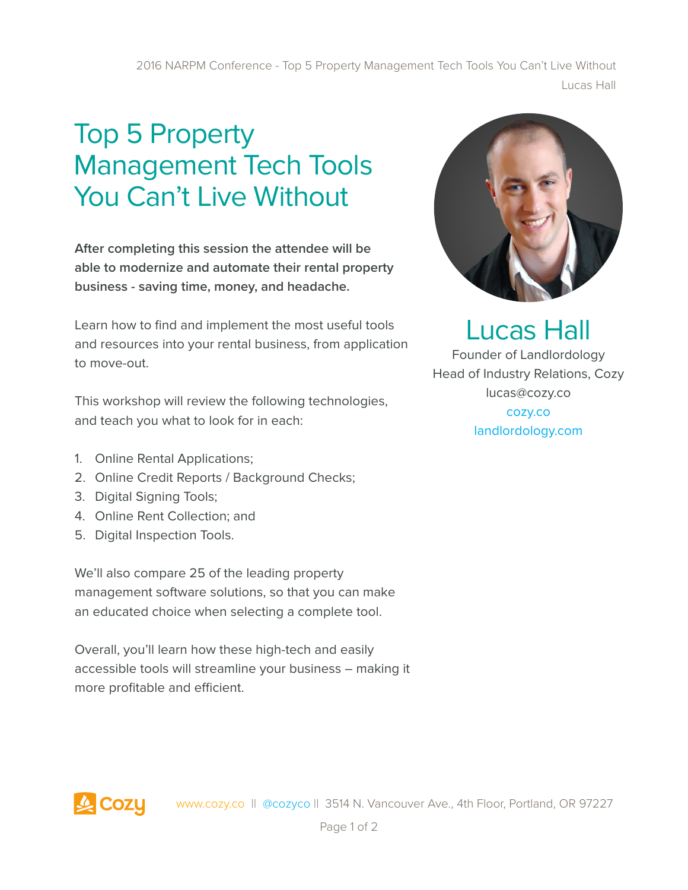# Top 5 Property Management Tech Tools You Can't Live Without

**After completing this session the attendee will be able to modernize and automate their rental property business - saving time, money, and headache.**

Learn how to find and implement the most useful tools and resources into your rental business, from application to move-out.

This workshop will review the following technologies, and teach you what to look for in each:

1. Online Rental Applications;
2. Online Credit Reports / Background Checks;
3. Digital Signing Tools;
4. Online Rent Collection; and
5. Digital Inspection Tools.

We'll also compare 25 of the leading property management software solutions, so that you can make an educated choice when selecting a complete tool.

Overall, you'll learn how these high-tech and easily accessible tools will streamline your business – making it more profitable and efficient.

## Lucas Hall

Founder of Landlordology
Head of Industry Relations, Cozy
lucas@cozy.co
cozy.co
landlordology.com

Cozy www.cozy.co || @cozyco || 3514 N. Vancouver Ave., 4th Floor, Portland, OR 97227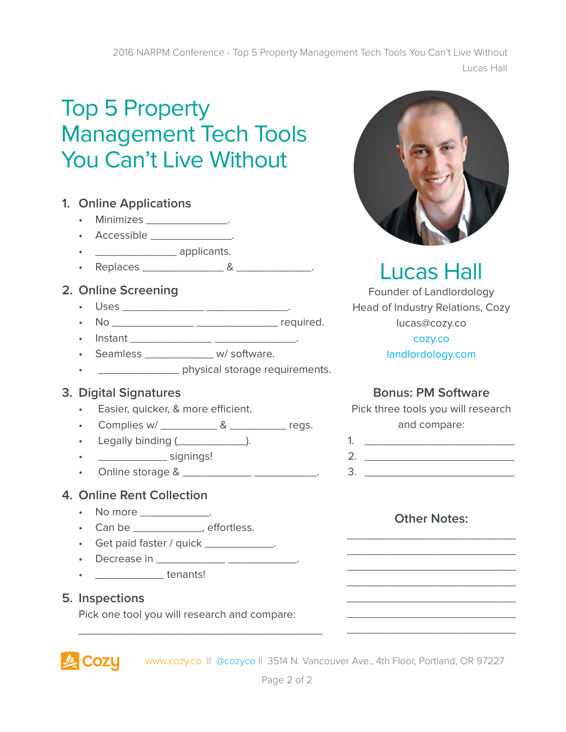# Top 5 Property Management Tech Tools You Can't Live Without

1. **Online Applications**
   - Minimizes _______________.
   - Accessible _______________.
   - _______________ applicants.
   - Replaces _______________ & ______________.

2. **Online Screening**
   - Uses _______________ _______________.
   - No _______________ _______________ required.
   - Instant _______________ _______________.
   - Seamless _____________ w/ software.
   - _______________ physical storage requirements.

3. **Digital Signatures**
   - Easier, quicker, & more efficient.
   - Complies w/ __________ & __________ regs.
   - Legally binding (_____________).
   - _____________ signings!
   - Online storage & _____________ ___________.

4. **Online Rent Collection**
   - No more _____________.
   - Can be _____________, effortless.
   - Get paid faster / quick _____________.
   - Decrease in _____________ _____________.
   - _____________ tenants!

5. **Inspections**

   Pick one tool you will research and compare:

   _____________________________________________

## Lucas Hall

Founder of Landlordology

Head of Industry Relations, Cozy

lucas@cozy.co

cozy.co

landlordology.com

### Bonus: PM Software

Pick three tools you will research and compare:

1. ___________________________
2. ___________________________
3. ___________________________

### Other Notes:

_______________________________

_______________________________

_______________________________

_______________________________

_______________________________

_______________________________

_______________________________

Cozy

www.cozy.co || @cozyco || 3514 N. Vancouver Ave., 4th Floor, Portland, OR 97227